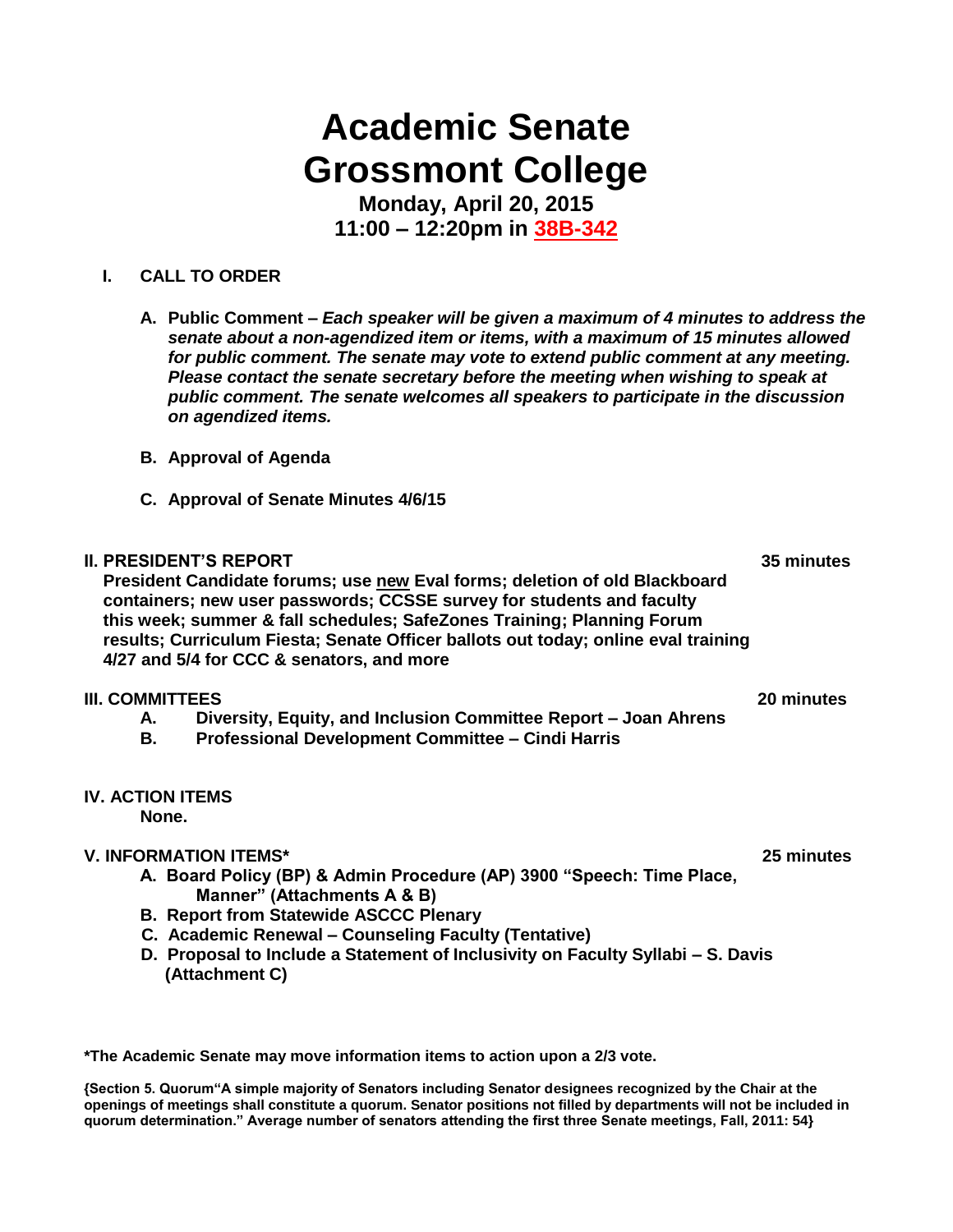# Academic Senate
# Grossmont College

**Monday, April 20, 2015**
**11:00 – 12:20pm in 38B-342**

## I. CALL TO ORDER

A. **Public Comment –** ***Each speaker will be given a maximum of 4 minutes to address the senate about a non-agendized item or items, with a maximum of 15 minutes allowed for public comment. The senate may vote to extend public comment at any meeting. Please contact the senate secretary before the meeting when wishing to speak at public comment. The senate welcomes all speakers to participate in the discussion on agendized items.***

B. **Approval of Agenda**

C. **Approval of Senate Minutes 4/6/15**

## II. PRESIDENT'S REPORT — 35 minutes

**President Candidate forums; use new Eval forms; deletion of old Blackboard containers; new user passwords; CCSSE survey for students and faculty this week; summer & fall schedules; SafeZones Training; Planning Forum results; Curriculum Fiesta; Senate Officer ballots out today; online eval training 4/27 and 5/4 for CCC & senators, and more**

## III. COMMITTEES — 20 minutes

A. **Diversity, Equity, and Inclusion Committee Report – Joan Ahrens**

B. **Professional Development Committee – Cindi Harris**

## IV. ACTION ITEMS

**None.**

## V. INFORMATION ITEMS* — 25 minutes

A. **Board Policy (BP) & Admin Procedure (AP) 3900 "Speech: Time Place, Manner" (Attachments A & B)**

B. **Report from Statewide ASCCC Plenary**

C. **Academic Renewal – Counseling Faculty (Tentative)**

D. **Proposal to Include a Statement of Inclusivity on Faculty Syllabi – S. Davis (Attachment C)**

**\*The Academic Senate may move information items to action upon a 2/3 vote.**

**{Section 5. Quorum"A simple majority of Senators including Senator designees recognized by the Chair at the openings of meetings shall constitute a quorum. Senator positions not filled by departments will not be included in quorum determination." Average number of senators attending the first three Senate meetings, Fall, 2011: 54}**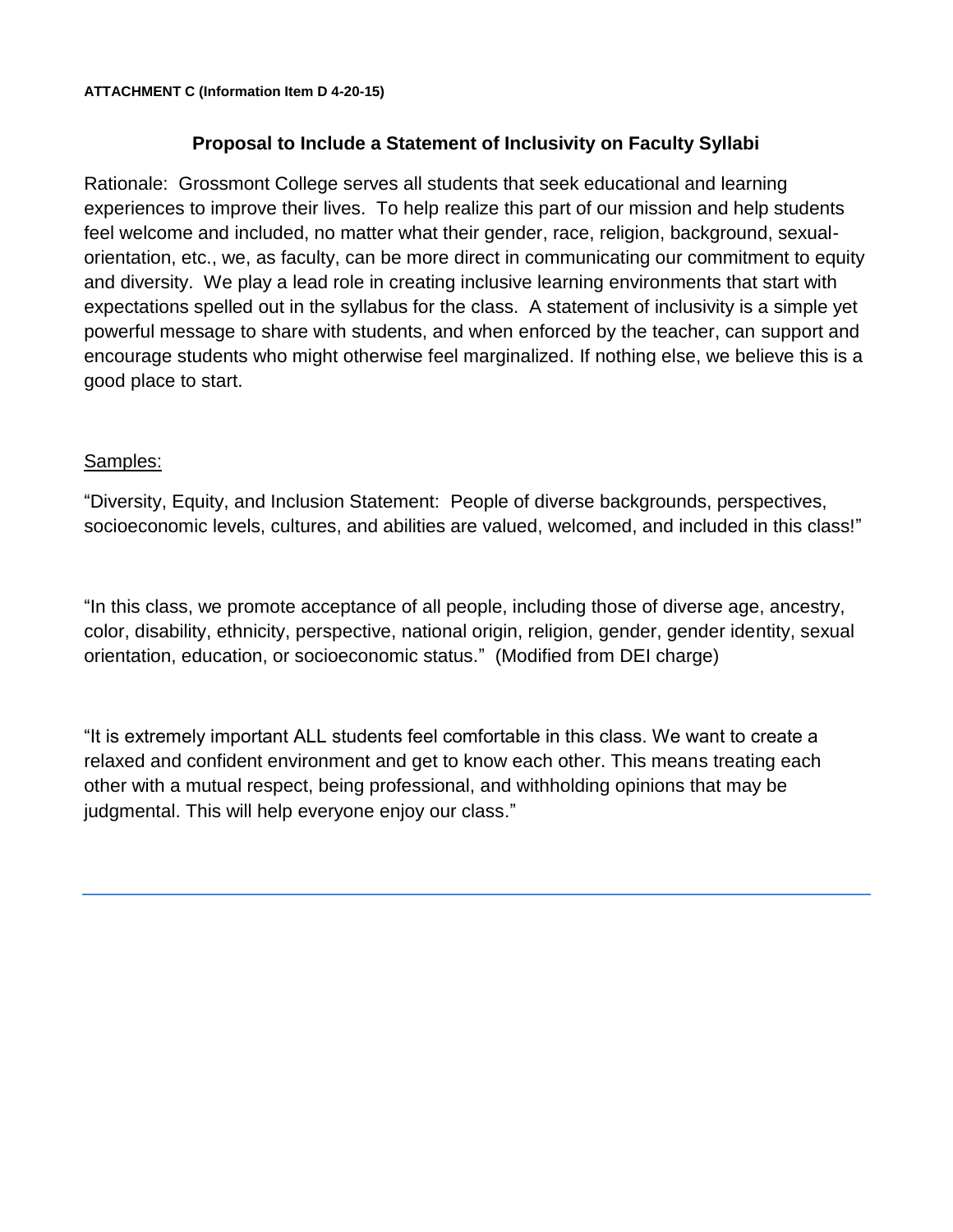**ATTACHMENT C (Information Item D 4-20-15)**

## Proposal to Include a Statement of Inclusivity on Faculty Syllabi

Rationale: Grossmont College serves all students that seek educational and learning experiences to improve their lives. To help realize this part of our mission and help students feel welcome and included, no matter what their gender, race, religion, background, sexual-orientation, etc., we, as faculty, can be more direct in communicating our commitment to equity and diversity. We play a lead role in creating inclusive learning environments that start with expectations spelled out in the syllabus for the class. A statement of inclusivity is a simple yet powerful message to share with students, and when enforced by the teacher, can support and encourage students who might otherwise feel marginalized. If nothing else, we believe this is a good place to start.

<u>Samples:</u>

"Diversity, Equity, and Inclusion Statement: People of diverse backgrounds, perspectives, socioeconomic levels, cultures, and abilities are valued, welcomed, and included in this class!"

"In this class, we promote acceptance of all people, including those of diverse age, ancestry, color, disability, ethnicity, perspective, national origin, religion, gender, gender identity, sexual orientation, education, or socioeconomic status." (Modified from DEI charge)

"It is extremely important ALL students feel comfortable in this class. We want to create a relaxed and confident environment and get to know each other. This means treating each other with a mutual respect, being professional, and withholding opinions that may be judgmental. This will help everyone enjoy our class."

---